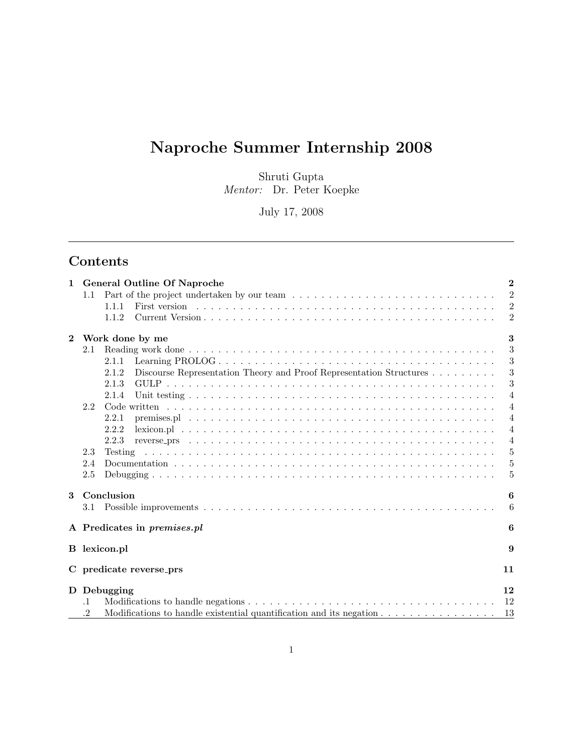# Naproche Summer Internship 2008

Shruti Gupta
*Mentor:* Dr. Peter Koepke

July 17, 2008

---

## Contents

- **1 General Outline Of Naproche** — **2**
  - 1.1 Part of the project undertaken by our team — 2
    - 1.1.1 First version — 2
    - 1.1.2 Current Version — 2
- **2 Work done by me** — **3**
  - 2.1 Reading work done — 3
    - 2.1.1 Learning PROLOG — 3
    - 2.1.2 Discourse Representation Theory and Proof Representation Structures — 3
    - 2.1.3 GULP — 3
    - 2.1.4 Unit testing — 4
  - 2.2 Code written — 4
    - 2.2.1 premises.pl — 4
    - 2.2.2 lexicon.pl — 4
    - 2.2.3 reverse_prs — 4
  - 2.3 Testing — 5
  - 2.4 Documentation — 5
  - 2.5 Debugging — 5
- **3 Conclusion** — **6**
  - 3.1 Possible improvements — 6
- **A Predicates in *premises.pl*** — **6**
- **B lexicon.pl** — **9**
- **C predicate reverse_prs** — **11**
- **D Debugging** — **12**
  - .1 Modifications to handle negations — 12
  - .2 Modifications to handle existential quantification and its negation — 13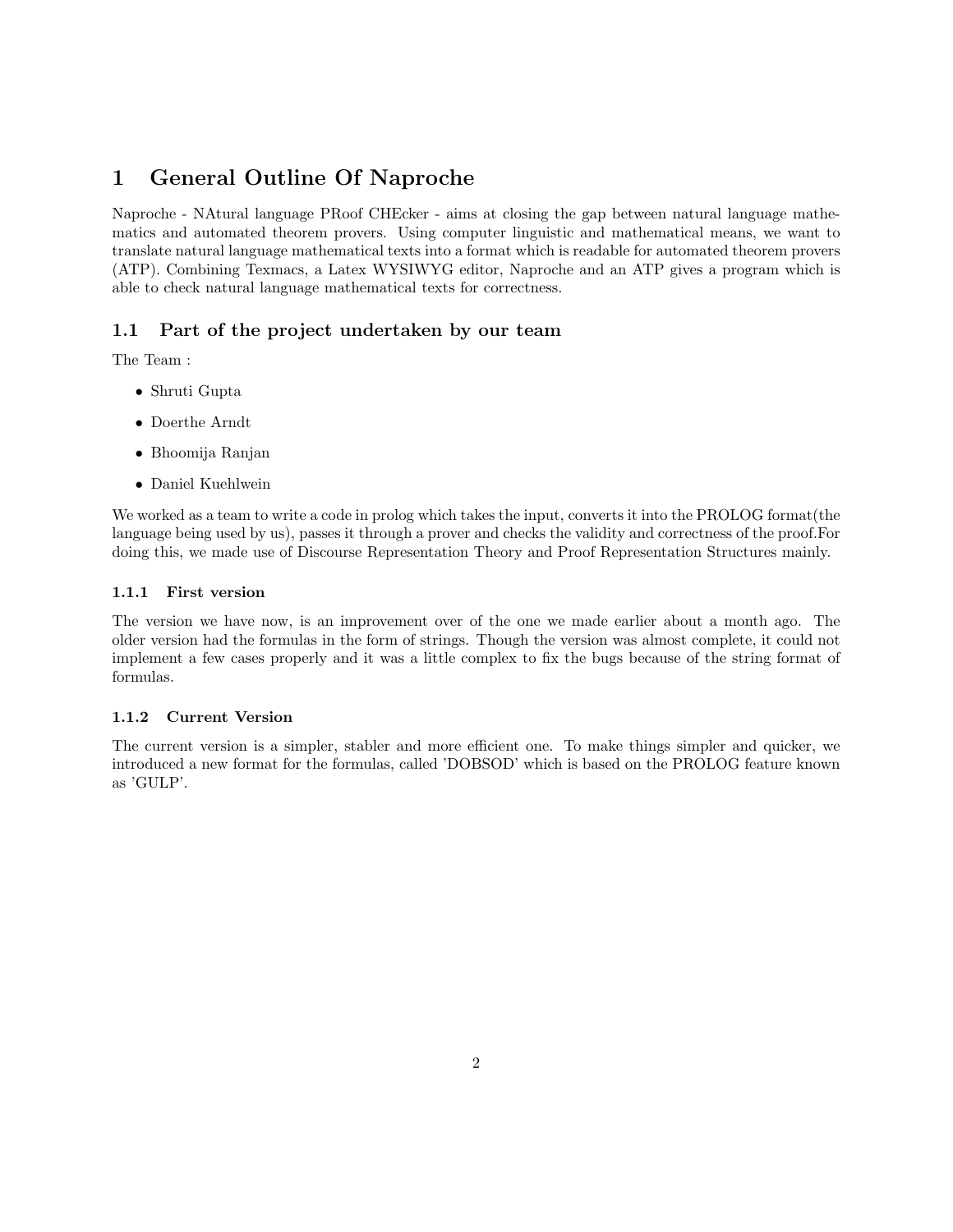# 1 General Outline Of Naproche

Naproche - NAtural language PRoof CHEcker - aims at closing the gap between natural language mathematics and automated theorem provers. Using computer linguistic and mathematical means, we want to translate natural language mathematical texts into a format which is readable for automated theorem provers (ATP). Combining Texmacs, a Latex WYSIWYG editor, Naproche and an ATP gives a program which is able to check natural language mathematical texts for correctness.

## 1.1 Part of the project undertaken by our team

The Team :

- Shruti Gupta
- Doerthe Arndt
- Bhoomija Ranjan
- Daniel Kuehlwein

We worked as a team to write a code in prolog which takes the input, converts it into the PROLOG format(the language being used by us), passes it through a prover and checks the validity and correctness of the proof.For doing this, we made use of Discourse Representation Theory and Proof Representation Structures mainly.

### 1.1.1 First version

The version we have now, is an improvement over of the one we made earlier about a month ago. The older version had the formulas in the form of strings. Though the version was almost complete, it could not implement a few cases properly and it was a little complex to fix the bugs because of the string format of formulas.

### 1.1.2 Current Version

The current version is a simpler, stabler and more efficient one. To make things simpler and quicker, we introduced a new format for the formulas, called 'DOBSOD' which is based on the PROLOG feature known as 'GULP'.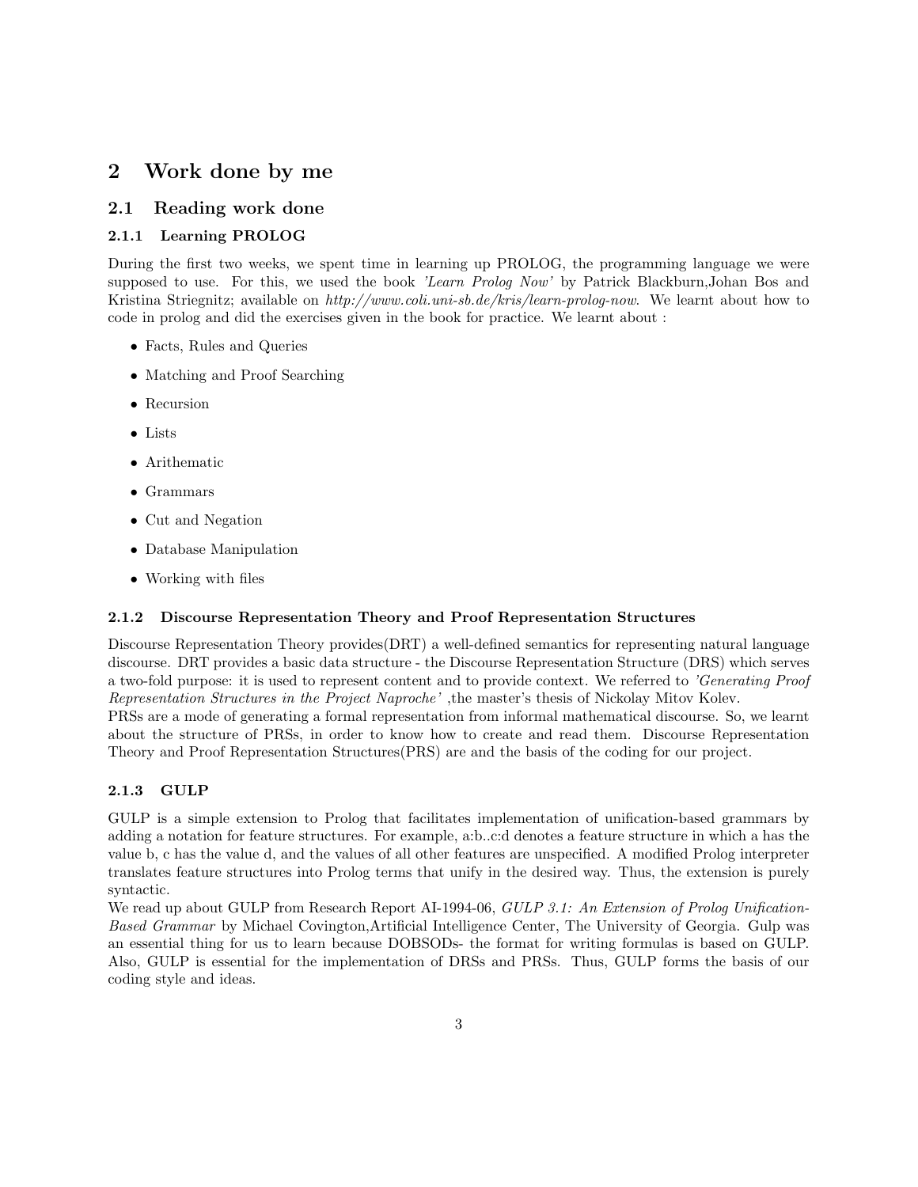# 2 Work done by me

## 2.1 Reading work done

### 2.1.1 Learning PROLOG

During the first two weeks, we spent time in learning up PROLOG, the programming language we were supposed to use. For this, we used the book *'Learn Prolog Now'* by Patrick Blackburn,Johan Bos and Kristina Striegnitz; available on *http://www.coli.uni-sb.de/kris/learn-prolog-now*. We learnt about how to code in prolog and did the exercises given in the book for practice. We learnt about :

- Facts, Rules and Queries
- Matching and Proof Searching
- Recursion
- Lists
- Arithematic
- Grammars
- Cut and Negation
- Database Manipulation
- Working with files

### 2.1.2 Discourse Representation Theory and Proof Representation Structures

Discourse Representation Theory provides(DRT) a well-defined semantics for representing natural language discourse. DRT provides a basic data structure - the Discourse Representation Structure (DRS) which serves a two-fold purpose: it is used to represent content and to provide context. We referred to *'Generating Proof Representation Structures in the Project Naproche'* ,the master's thesis of Nickolay Mitov Kolev.
PRSs are a mode of generating a formal representation from informal mathematical discourse. So, we learnt about the structure of PRSs, in order to know how to create and read them. Discourse Representation Theory and Proof Representation Structures(PRS) are and the basis of the coding for our project.

### 2.1.3 GULP

GULP is a simple extension to Prolog that facilitates implementation of unification-based grammars by adding a notation for feature structures. For example, a:b..c:d denotes a feature structure in which a has the value b, c has the value d, and the values of all other features are unspecified. A modified Prolog interpreter translates feature structures into Prolog terms that unify in the desired way. Thus, the extension is purely syntactic.
We read up about GULP from Research Report AI-1994-06, *GULP 3.1: An Extension of Prolog Unification-Based Grammar* by Michael Covington,Artificial Intelligence Center, The University of Georgia. Gulp was an essential thing for us to learn because DOBSODs- the format for writing formulas is based on GULP. Also, GULP is essential for the implementation of DRSs and PRSs. Thus, GULP forms the basis of our coding style and ideas.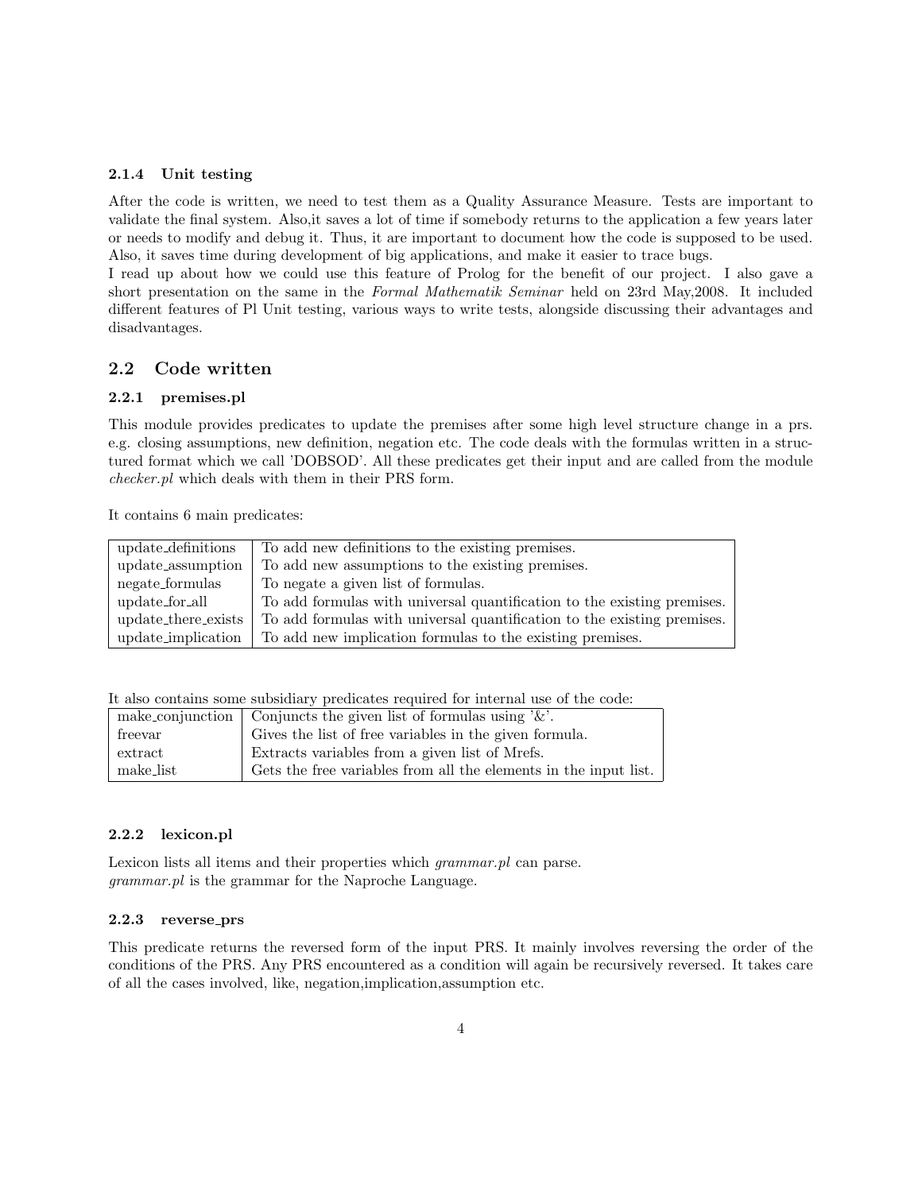#### 2.1.4 Unit testing

After the code is written, we need to test them as a Quality Assurance Measure. Tests are important to validate the final system. Also,it saves a lot of time if somebody returns to the application a few years later or needs to modify and debug it. Thus, it are important to document how the code is supposed to be used. Also, it saves time during development of big applications, and make it easier to trace bugs.
I read up about how we could use this feature of Prolog for the benefit of our project. I also gave a short presentation on the same in the *Formal Mathematik Seminar* held on 23rd May,2008. It included different features of Pl Unit testing, various ways to write tests, alongside discussing their advantages and disadvantages.

## 2.2 Code written

### 2.2.1 premises.pl

This module provides predicates to update the premises after some high level structure change in a prs. e.g. closing assumptions, new definition, negation etc. The code deals with the formulas written in a structured format which we call 'DOBSOD'. All these predicates get their input and are called from the module *checker.pl* which deals with them in their PRS form.

It contains 6 main predicates:

| | |
|---|---|
| update_definitions | To add new definitions to the existing premises. |
| update_assumption | To add new assumptions to the existing premises. |
| negate_formulas | To negate a given list of formulas. |
| update_for_all | To add formulas with universal quantification to the existing premises. |
| update_there_exists | To add formulas with universal quantification to the existing premises. |
| update_implication | To add new implication formulas to the existing premises. |

It also contains some subsidiary predicates required for internal use of the code:

| | |
|---|---|
| make_conjunction | Conjuncts the given list of formulas using '&'. |
| freevar | Gives the list of free variables in the given formula. |
| extract | Extracts variables from a given list of Mrefs. |
| make_list | Gets the free variables from all the elements in the input list. |

### 2.2.2 lexicon.pl

Lexicon lists all items and their properties which *grammar.pl* can parse.
*grammar.pl* is the grammar for the Naproche Language.

### 2.2.3 reverse_prs

This predicate returns the reversed form of the input PRS. It mainly involves reversing the order of the conditions of the PRS. Any PRS encountered as a condition will again be recursively reversed. It takes care of all the cases involved, like, negation,implication,assumption etc.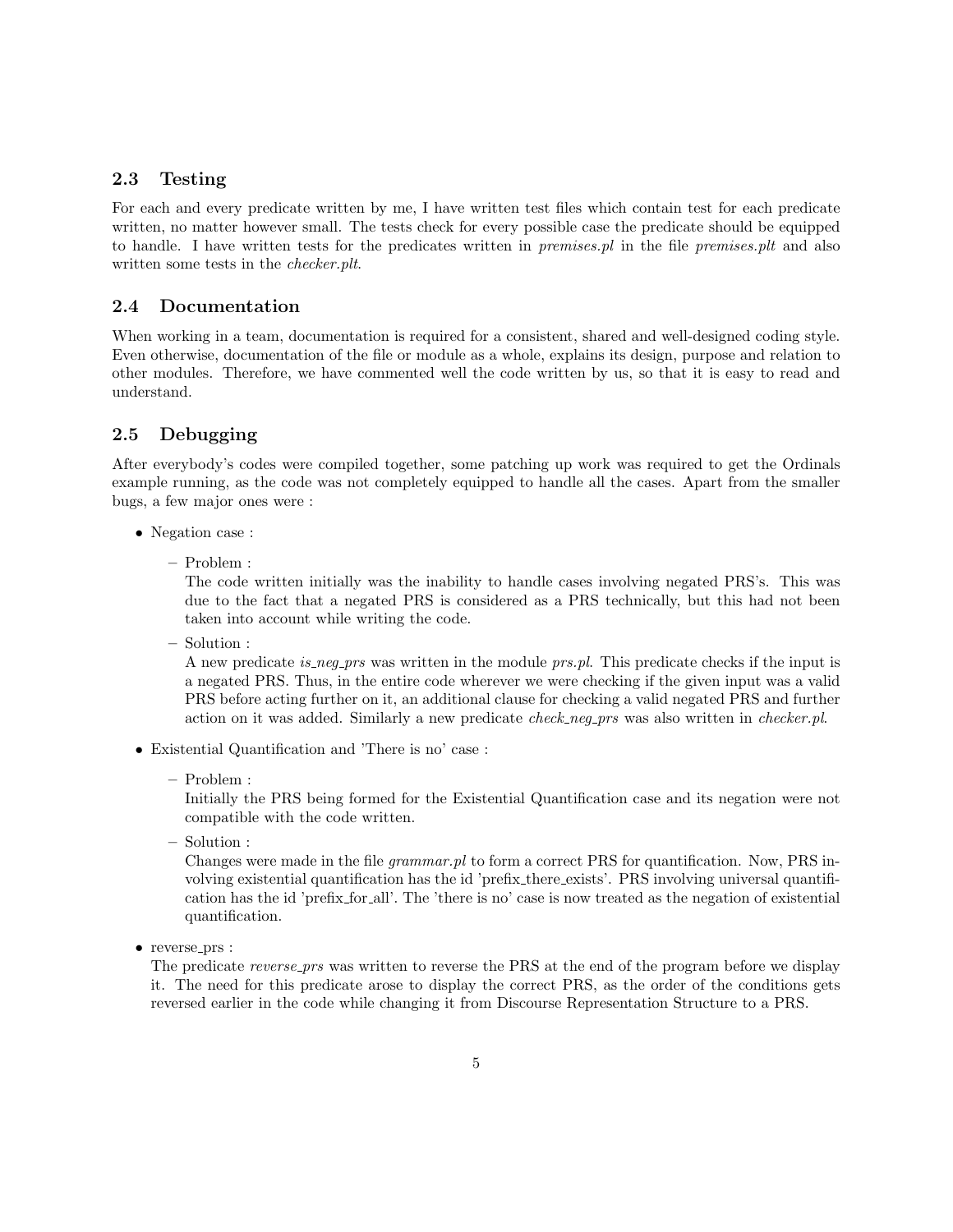### 2.3 Testing

For each and every predicate written by me, I have written test files which contain test for each predicate written, no matter however small. The tests check for every possible case the predicate should be equipped to handle. I have written tests for the predicates written in *premises.pl* in the file *premises.plt* and also written some tests in the *checker.plt*.

### 2.4 Documentation

When working in a team, documentation is required for a consistent, shared and well-designed coding style. Even otherwise, documentation of the file or module as a whole, explains its design, purpose and relation to other modules. Therefore, we have commented well the code written by us, so that it is easy to read and understand.

### 2.5 Debugging

After everybody's codes were compiled together, some patching up work was required to get the Ordinals example running, as the code was not completely equipped to handle all the cases. Apart from the smaller bugs, a few major ones were :

- Negation case :
  - Problem :
    The code written initially was the inability to handle cases involving negated PRS's. This was due to the fact that a negated PRS is considered as a PRS technically, but this had not been taken into account while writing the code.
  - Solution :
    A new predicate *is_neg_prs* was written in the module *prs.pl*. This predicate checks if the input is a negated PRS. Thus, in the entire code wherever we were checking if the given input was a valid PRS before acting further on it, an additional clause for checking a valid negated PRS and further action on it was added. Similarly a new predicate *check_neg_prs* was also written in *checker.pl*.
- Existential Quantification and 'There is no' case :
  - Problem :
    Initially the PRS being formed for the Existential Quantification case and its negation were not compatible with the code written.
  - Solution :
    Changes were made in the file *grammar.pl* to form a correct PRS for quantification. Now, PRS involving existential quantification has the id 'prefix_there_exists'. PRS involving universal quantification has the id 'prefix_for_all'. The 'there is no' case is now treated as the negation of existential quantification.
- reverse_prs :
  The predicate *reverse_prs* was written to reverse the PRS at the end of the program before we display it. The need for this predicate arose to display the correct PRS, as the order of the conditions gets reversed earlier in the code while changing it from Discourse Representation Structure to a PRS.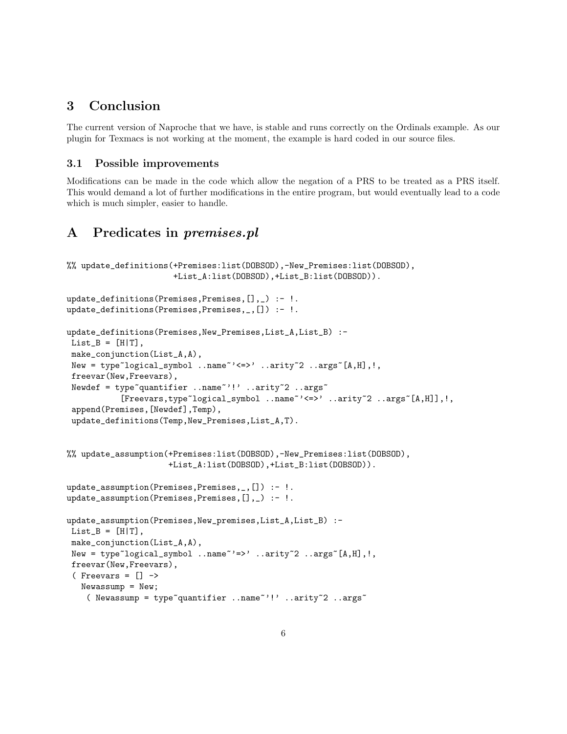## 3 Conclusion

The current version of Naproche that we have, is stable and runs correctly on the Ordinals example. As our plugin for Texmacs is not working at the moment, the example is hard coded in our source files.

### 3.1 Possible improvements

Modifications can be made in the code which allow the negation of a PRS to be treated as a PRS itself. This would demand a lot of further modifications in the entire program, but would eventually lead to a code which is much simpler, easier to handle.

## A Predicates in *premises.pl*

```
%% update_definitions(+Premises:list(DOBSOD),-New_Premises:list(DOBSOD),
                      +List_A:list(DOBSOD),+List_B:list(DOBSOD)).

update_definitions(Premises,Premises,[],_) :- !.
update_definitions(Premises,Premises,_,[]) :- !.

update_definitions(Premises,New_Premises,List_A,List_B) :-
 List_B = [H|T],
 make_conjunction(List_A,A),
 New = type~logical_symbol ..name~'<=>' ..arity~2 ..args~[A,H],!,
 freevar(New,Freevars),
 Newdef = type~quantifier ..name~'!' ..arity~2 ..args~
           [Freevars,type~logical_symbol ..name~'<=>' ..arity~2 ..args~[A,H]],!,
 append(Premises,[Newdef],Temp),
 update_definitions(Temp,New_Premises,List_A,T).


%% update_assumption(+Premises:list(DOBSOD),-New_Premises:list(DOBSOD),
                     +List_A:list(DOBSOD),+List_B:list(DOBSOD)).

update_assumption(Premises,Premises,_,[]) :- !.
update_assumption(Premises,Premises,[],_) :- !.

update_assumption(Premises,New_premises,List_A,List_B) :-
 List_B = [H|T],
 make_conjunction(List_A,A),
 New = type~logical_symbol ..name~'=>' ..arity~2 ..args~[A,H],!,
 freevar(New,Freevars),
 ( Freevars = [] ->
   Newassump = New;
    ( Newassump = type~quantifier ..name~'!' ..arity~2 ..args~
```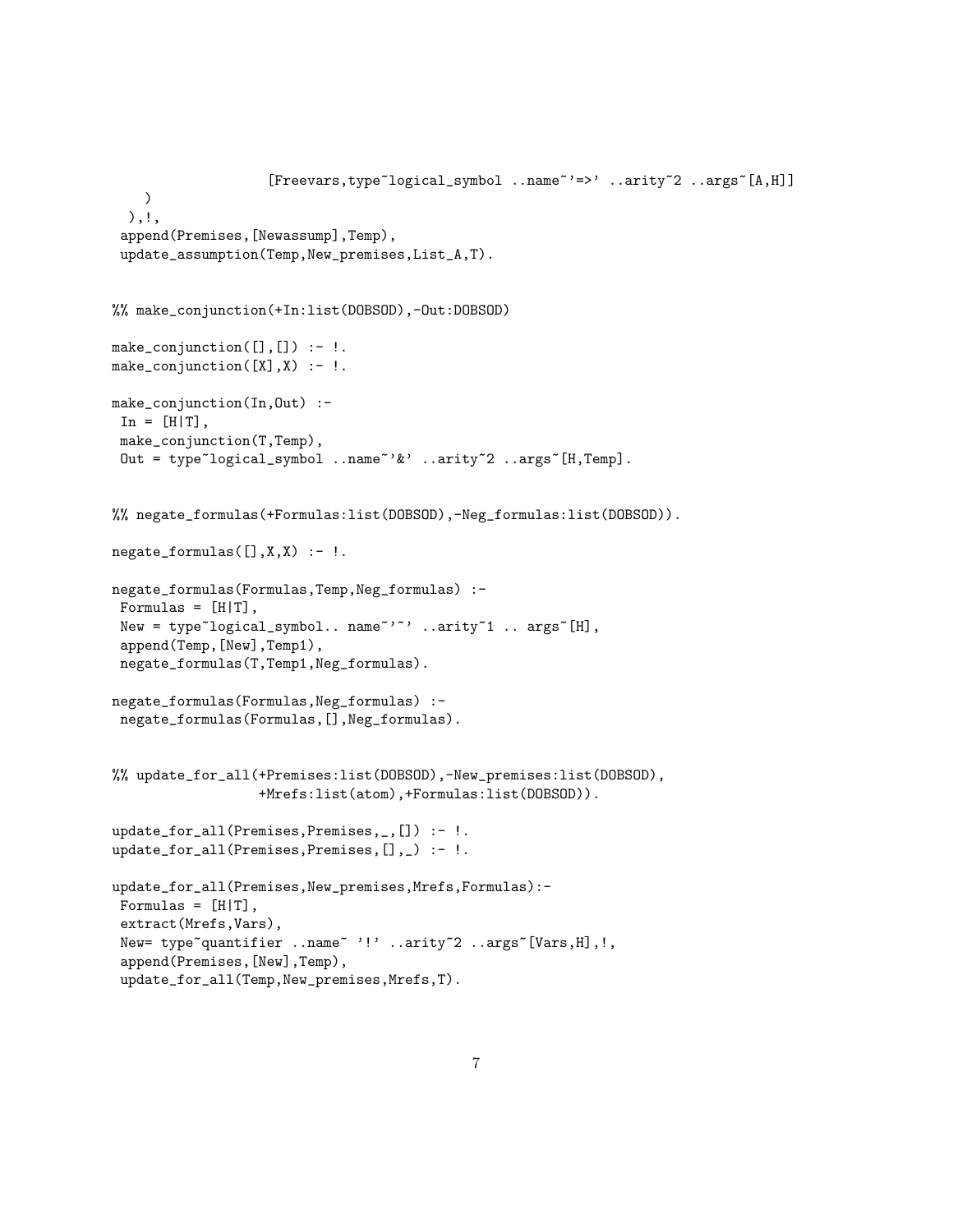```
                  [Freevars,type~logical_symbol ..name~'=>' ..arity~2 ..args~[A,H]]
    )
  ),!,
 append(Premises,[Newassump],Temp),
 update_assumption(Temp,New_premises,List_A,T).


%% make_conjunction(+In:list(DOBSOD),-Out:DOBSOD)

make_conjunction([],[]) :- !.
make_conjunction([X],X) :- !.

make_conjunction(In,Out) :-
 In = [H|T],
 make_conjunction(T,Temp),
 Out = type~logical_symbol ..name~'&' ..arity~2 ..args~[H,Temp].


%% negate_formulas(+Formulas:list(DOBSOD),-Neg_formulas:list(DOBSOD)).

negate_formulas([],X,X) :- !.

negate_formulas(Formulas,Temp,Neg_formulas) :-
 Formulas = [H|T],
 New = type~logical_symbol.. name~'~' ..arity~1 .. args~[H],
 append(Temp,[New],Temp1),
 negate_formulas(T,Temp1,Neg_formulas).

negate_formulas(Formulas,Neg_formulas) :-
 negate_formulas(Formulas,[],Neg_formulas).


%% update_for_all(+Premises:list(DOBSOD),-New_premises:list(DOBSOD),
                  +Mrefs:list(atom),+Formulas:list(DOBSOD)).

update_for_all(Premises,Premises,_,[]) :- !.
update_for_all(Premises,Premises,[],_) :- !.

update_for_all(Premises,New_premises,Mrefs,Formulas):-
 Formulas = [H|T],
 extract(Mrefs,Vars),
 New= type~quantifier ..name~ '!' ..arity~2 ..args~[Vars,H],!,
 append(Premises,[New],Temp),
 update_for_all(Temp,New_premises,Mrefs,T).
```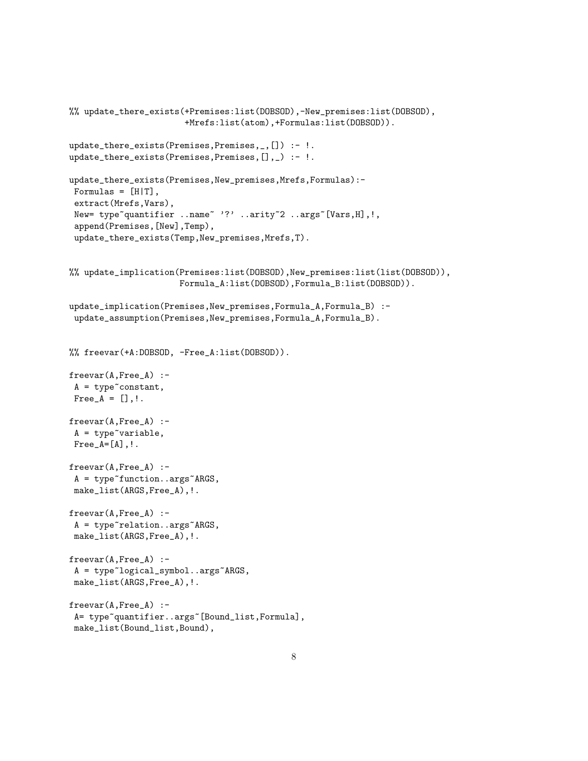```
%% update_there_exists(+Premises:list(DOBSOD),-New_premises:list(DOBSOD),
                      +Mrefs:list(atom),+Formulas:list(DOBSOD)).

update_there_exists(Premises,Premises,_,[]) :- !.
update_there_exists(Premises,Premises,[],_) :- !.

update_there_exists(Premises,New_premises,Mrefs,Formulas):-
 Formulas = [H|T],
 extract(Mrefs,Vars),
 New= type~quantifier ..name~ '?' ..arity~2 ..args~[Vars,H],!,
 append(Premises,[New],Temp),
 update_there_exists(Temp,New_premises,Mrefs,T).


%% update_implication(Premises:list(DOBSOD),New_premises:list(list(DOBSOD)),
                     Formula_A:list(DOBSOD),Formula_B:list(DOBSOD)).

update_implication(Premises,New_premises,Formula_A,Formula_B) :-
 update_assumption(Premises,New_premises,Formula_A,Formula_B).


%% freevar(+A:DOBSOD, -Free_A:list(DOBSOD)).

freevar(A,Free_A) :-
 A = type~constant,
 Free_A = [],!.

freevar(A,Free_A) :-
 A = type~variable,
 Free_A=[A],!.

freevar(A,Free_A) :-
 A = type~function..args~ARGS,
 make_list(ARGS,Free_A),!.

freevar(A,Free_A) :-
 A = type~relation..args~ARGS,
 make_list(ARGS,Free_A),!.

freevar(A,Free_A) :-
 A = type~logical_symbol..args~ARGS,
 make_list(ARGS,Free_A),!.

freevar(A,Free_A) :-
 A= type~quantifier..args~[Bound_list,Formula],
 make_list(Bound_list,Bound),
```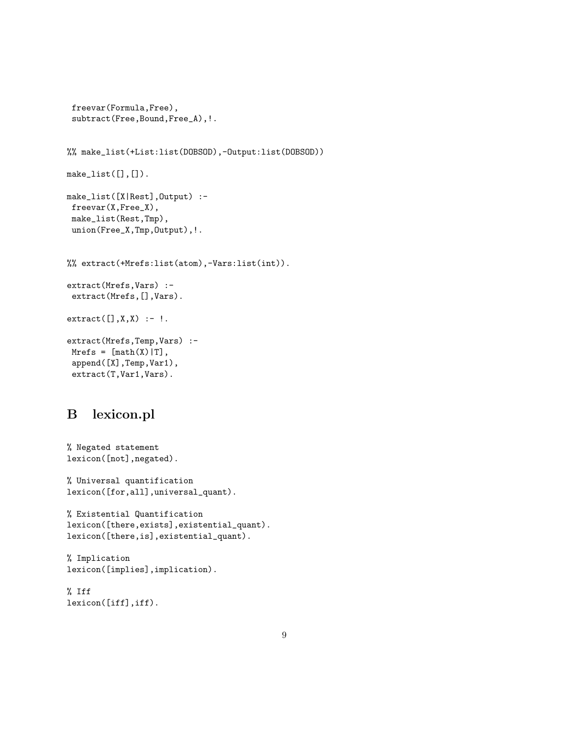```
 freevar(Formula,Free),
 subtract(Free,Bound,Free_A),!.


%% make_list(+List:list(DOBSOD),-Output:list(DOBSOD))

make_list([],[]).

make_list([X|Rest],Output) :-
 freevar(X,Free_X),
 make_list(Rest,Tmp),
 union(Free_X,Tmp,Output),!.


%% extract(+Mrefs:list(atom),-Vars:list(int)).

extract(Mrefs,Vars) :-
 extract(Mrefs,[],Vars).

extract([],X,X) :- !.

extract(Mrefs,Temp,Vars) :-
 Mrefs = [math(X)|T],
 append([X],Temp,Var1),
 extract(T,Var1,Vars).
```

## B lexicon.pl

```
% Negated statement
lexicon([not],negated).

% Universal quantification
lexicon([for,all],universal_quant).

% Existential Quantification
lexicon([there,exists],existential_quant).
lexicon([there,is],existential_quant).

% Implication
lexicon([implies],implication).

% Iff
lexicon([iff],iff).
```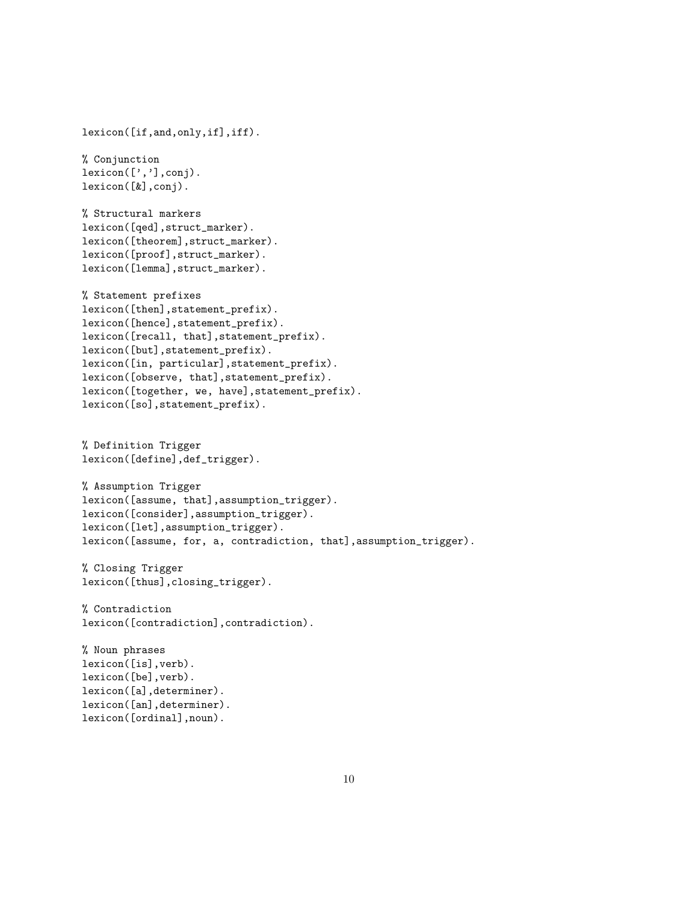```
lexicon([if,and,only,if],iff).

% Conjunction
lexicon([','],conj).
lexicon([&],conj).

% Structural markers
lexicon([qed],struct_marker).
lexicon([theorem],struct_marker).
lexicon([proof],struct_marker).
lexicon([lemma],struct_marker).

% Statement prefixes
lexicon([then],statement_prefix).
lexicon([hence],statement_prefix).
lexicon([recall, that],statement_prefix).
lexicon([but],statement_prefix).
lexicon([in, particular],statement_prefix).
lexicon([observe, that],statement_prefix).
lexicon([together, we, have],statement_prefix).
lexicon([so],statement_prefix).


% Definition Trigger
lexicon([define],def_trigger).

% Assumption Trigger
lexicon([assume, that],assumption_trigger).
lexicon([consider],assumption_trigger).
lexicon([let],assumption_trigger).
lexicon([assume, for, a, contradiction, that],assumption_trigger).

% Closing Trigger
lexicon([thus],closing_trigger).

% Contradiction
lexicon([contradiction],contradiction).

% Noun phrases
lexicon([is],verb).
lexicon([be],verb).
lexicon([a],determiner).
lexicon([an],determiner).
lexicon([ordinal],noun).
```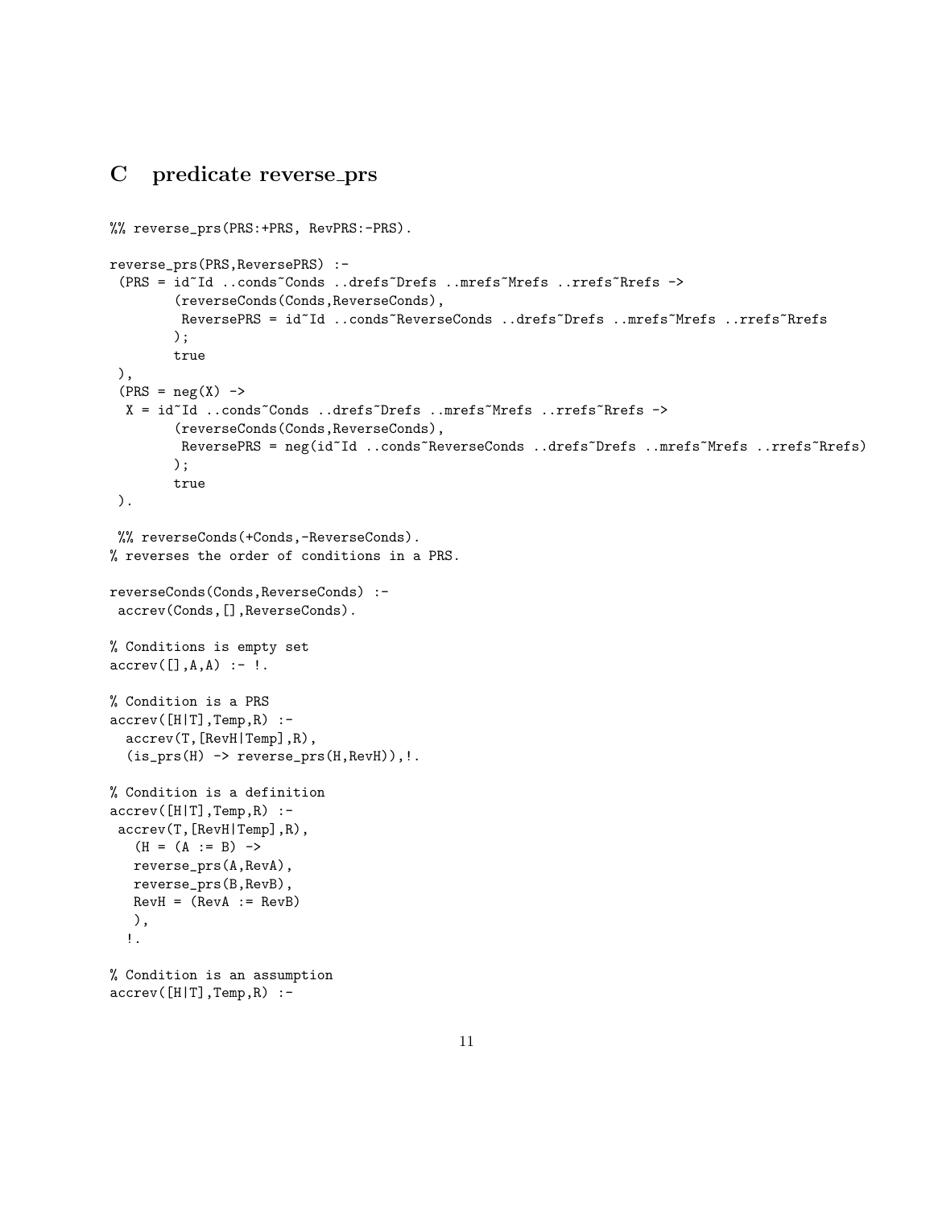# C predicate reverse_prs

```
%% reverse_prs(PRS:+PRS, RevPRS:-PRS).

reverse_prs(PRS,ReversePRS) :-
 (PRS = id~Id ..conds~Conds ..drefs~Drefs ..mrefs~Mrefs ..rrefs~Rrefs ->
        (reverseConds(Conds,ReverseConds),
         ReversePRS = id~Id ..conds~ReverseConds ..drefs~Drefs ..mrefs~Mrefs ..rrefs~Rrefs
        );
        true
 ),
 (PRS = neg(X) ->
  X = id~Id ..conds~Conds ..drefs~Drefs ..mrefs~Mrefs ..rrefs~Rrefs ->
        (reverseConds(Conds,ReverseConds),
         ReversePRS = neg(id~Id ..conds~ReverseConds ..drefs~Drefs ..mrefs~Mrefs ..rrefs~Rrefs)
        );
        true
 ).

 %% reverseConds(+Conds,-ReverseConds).
% reverses the order of conditions in a PRS.

reverseConds(Conds,ReverseConds) :-
 accrev(Conds,[],ReverseConds).

% Conditions is empty set
accrev([],A,A) :- !.

% Condition is a PRS
accrev([H|T],Temp,R) :-
  accrev(T,[RevH|Temp],R),
  (is_prs(H) -> reverse_prs(H,RevH)),!.

% Condition is a definition
accrev([H|T],Temp,R) :-
 accrev(T,[RevH|Temp],R),
   (H = (A := B) ->
   reverse_prs(A,RevA),
   reverse_prs(B,RevB),
   RevH = (RevA := RevB)
   ),
  !.

% Condition is an assumption
accrev([H|T],Temp,R) :-
```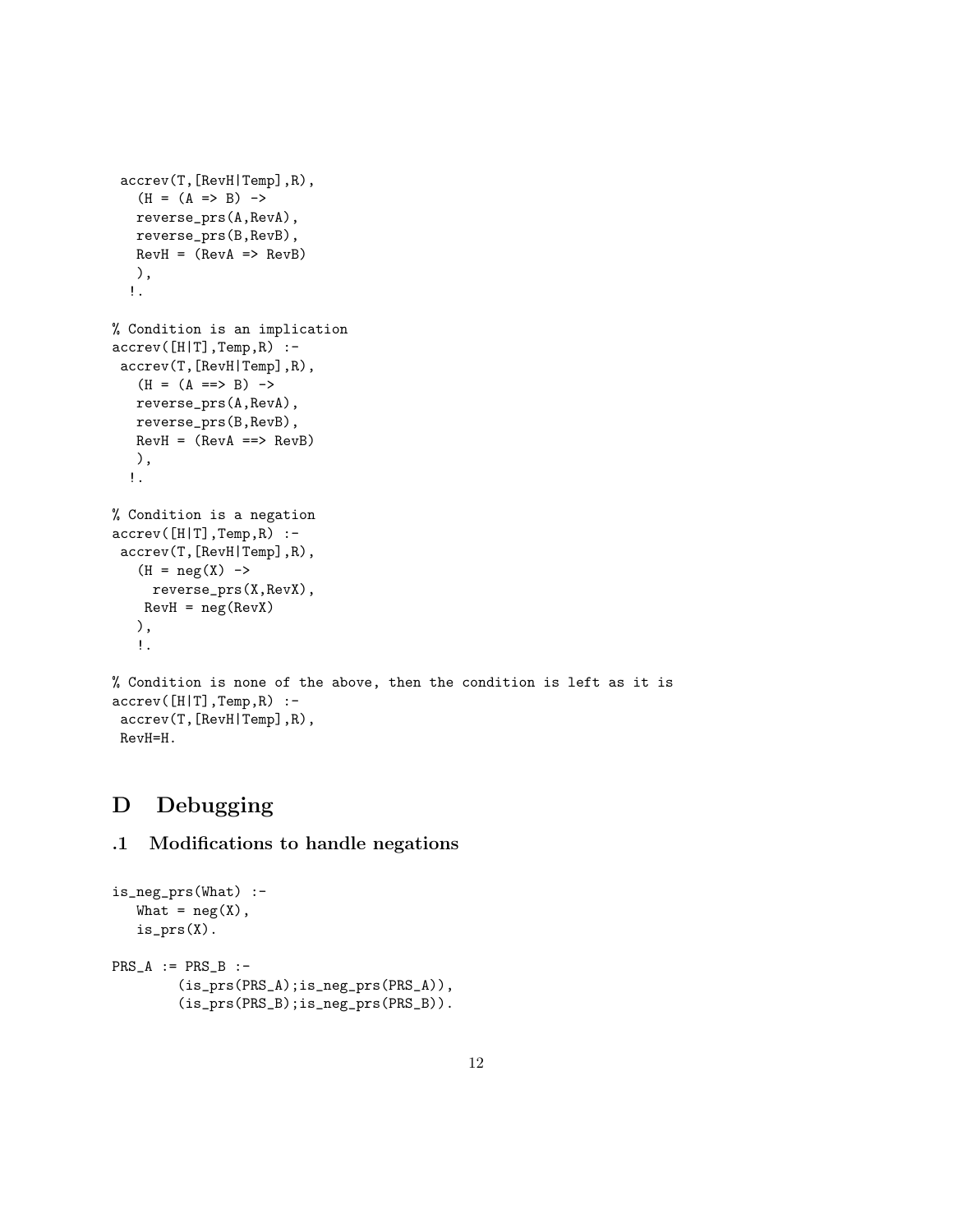```
 accrev(T,[RevH|Temp],R),
   (H = (A => B) ->
   reverse_prs(A,RevA),
   reverse_prs(B,RevB),
   RevH = (RevA => RevB)
   ),
  !.

% Condition is an implication
accrev([H|T],Temp,R) :-
 accrev(T,[RevH|Temp],R),
   (H = (A ==> B) ->
   reverse_prs(A,RevA),
   reverse_prs(B,RevB),
   RevH = (RevA ==> RevB)
   ),
  !.

% Condition is a negation
accrev([H|T],Temp,R) :-
 accrev(T,[RevH|Temp],R),
   (H = neg(X) ->
     reverse_prs(X,RevX),
    RevH = neg(RevX)
   ),
   !.

% Condition is none of the above, then the condition is left as it is
accrev([H|T],Temp,R) :-
 accrev(T,[RevH|Temp],R),
 RevH=H.
```

# D Debugging

## .1 Modifications to handle negations

```
is_neg_prs(What) :-
   What = neg(X),
   is_prs(X).

PRS_A := PRS_B :-
        (is_prs(PRS_A);is_neg_prs(PRS_A)),
        (is_prs(PRS_B);is_neg_prs(PRS_B)).
```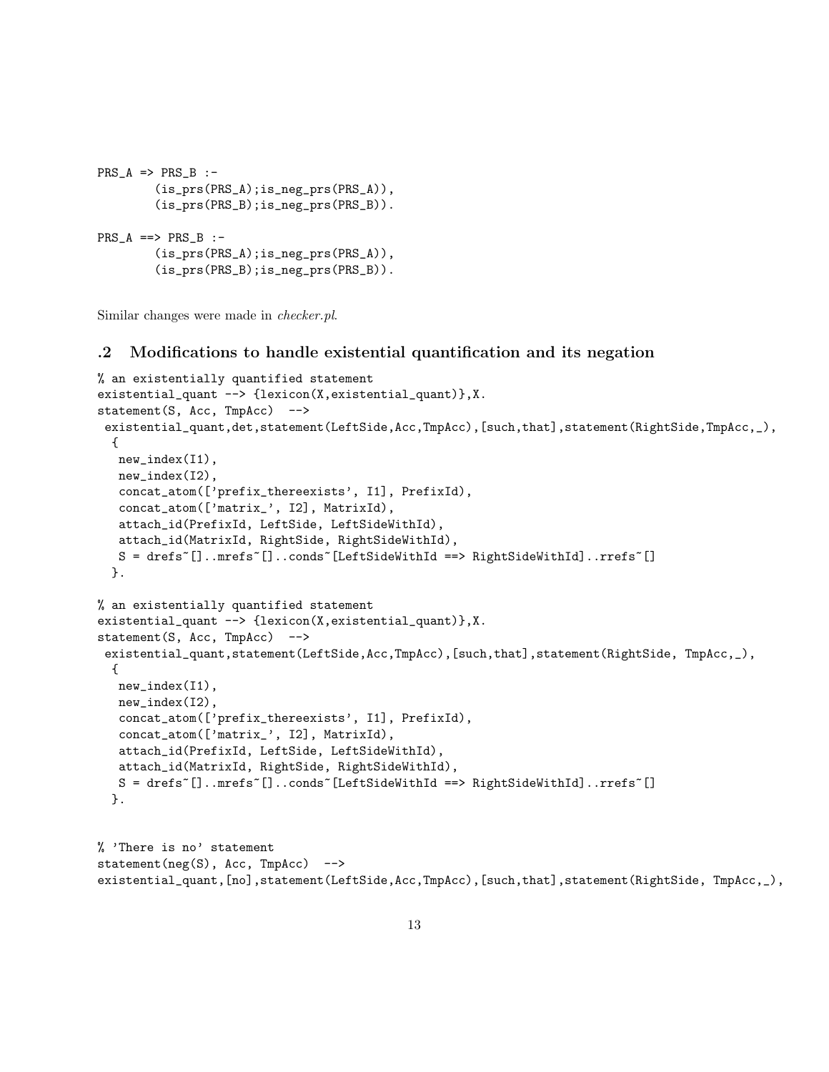```
PRS_A => PRS_B :-
        (is_prs(PRS_A);is_neg_prs(PRS_A)),
        (is_prs(PRS_B);is_neg_prs(PRS_B)).

PRS_A ==> PRS_B :-
        (is_prs(PRS_A);is_neg_prs(PRS_A)),
        (is_prs(PRS_B);is_neg_prs(PRS_B)).
```

Similar changes were made in *checker.pl*.

## .2 Modifications to handle existential quantification and its negation

```
% an existentially quantified statement
existential_quant --> {lexicon(X,existential_quant)},X.
statement(S, Acc, TmpAcc)  -->
 existential_quant,det,statement(LeftSide,Acc,TmpAcc),[such,that],statement(RightSide,TmpAcc,_),
  {
   new_index(I1),
   new_index(I2),
   concat_atom(['prefix_thereexists', I1], PrefixId),
   concat_atom(['matrix_', I2], MatrixId),
   attach_id(PrefixId, LeftSide, LeftSideWithId),
   attach_id(MatrixId, RightSide, RightSideWithId),
   S = drefs~[]..mrefs~[]..conds~[LeftSideWithId ==> RightSideWithId]..rrefs~[]
  }.

% an existentially quantified statement
existential_quant --> {lexicon(X,existential_quant)},X.
statement(S, Acc, TmpAcc)  -->
 existential_quant,statement(LeftSide,Acc,TmpAcc),[such,that],statement(RightSide, TmpAcc,_),
  {
   new_index(I1),
   new_index(I2),
   concat_atom(['prefix_thereexists', I1], PrefixId),
   concat_atom(['matrix_', I2], MatrixId),
   attach_id(PrefixId, LeftSide, LeftSideWithId),
   attach_id(MatrixId, RightSide, RightSideWithId),
   S = drefs~[]..mrefs~[]..conds~[LeftSideWithId ==> RightSideWithId]..rrefs~[]
  }.


% 'There is no' statement
statement(neg(S), Acc, TmpAcc)  -->
existential_quant,[no],statement(LeftSide,Acc,TmpAcc),[such,that],statement(RightSide, TmpAcc,_),
```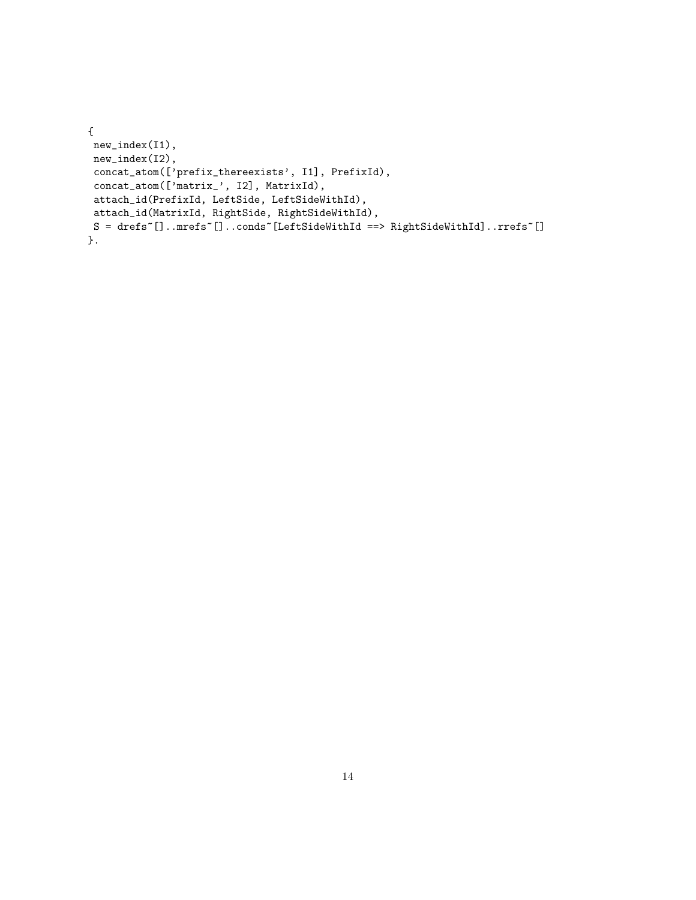```
{
 new_index(I1),
 new_index(I2),
 concat_atom(['prefix_thereexists', I1], PrefixId),
 concat_atom(['matrix_', I2], MatrixId),
 attach_id(PrefixId, LeftSide, LeftSideWithId),
 attach_id(MatrixId, RightSide, RightSideWithId),
 S = drefs~[]..mrefs~[]..conds~[LeftSideWithId ==> RightSideWithId]..rrefs~[]
}.
```